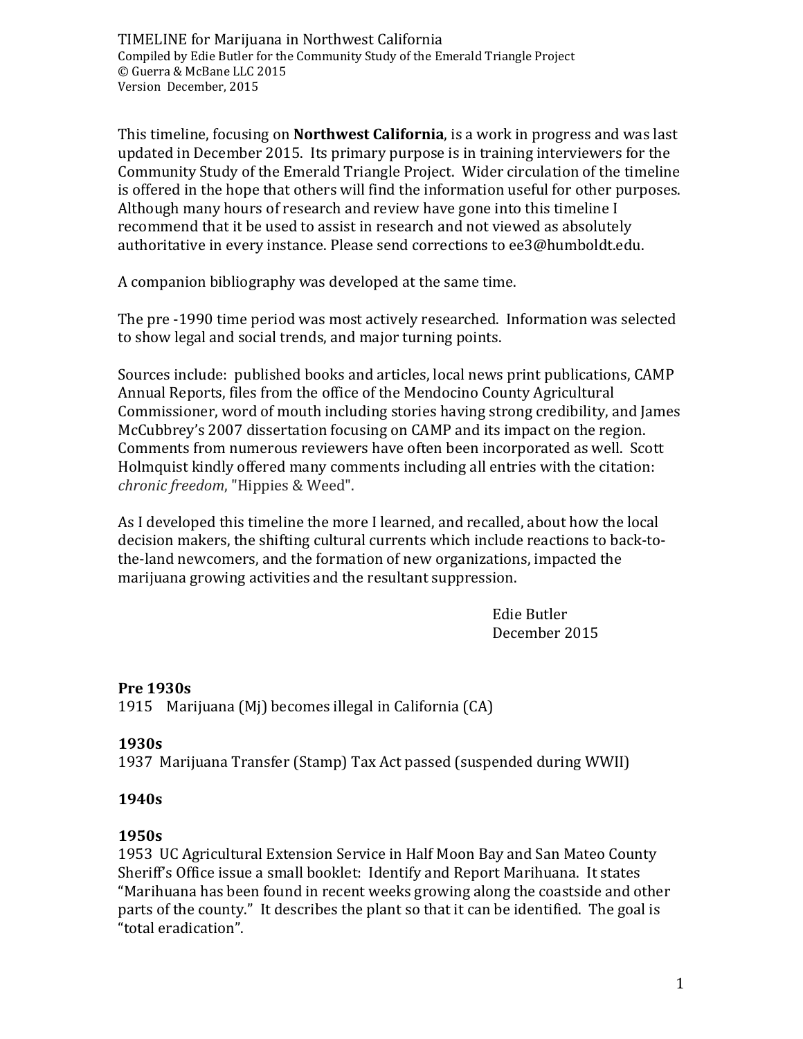TIMELINE for Marijuana in Northwest California
Compiled by Edie Butler for the Community Study of the Emerald Triangle Project
© Guerra & McBane LLC 2015
Version December, 2015

This timeline, focusing on **Northwest California**, is a work in progress and was last updated in December 2015. Its primary purpose is in training interviewers for the Community Study of the Emerald Triangle Project. Wider circulation of the timeline is offered in the hope that others will find the information useful for other purposes. Although many hours of research and review have gone into this timeline I recommend that it be used to assist in research and not viewed as absolutely authoritative in every instance. Please send corrections to ee3@humboldt.edu.

A companion bibliography was developed at the same time.

The pre -1990 time period was most actively researched. Information was selected to show legal and social trends, and major turning points.

Sources include: published books and articles, local news print publications, CAMP Annual Reports, files from the office of the Mendocino County Agricultural Commissioner, word of mouth including stories having strong credibility, and James McCubbrey's 2007 dissertation focusing on CAMP and its impact on the region. Comments from numerous reviewers have often been incorporated as well. Scott Holmquist kindly offered many comments including all entries with the citation: *chronic freedom*, "Hippies & Weed".

As I developed this timeline the more I learned, and recalled, about how the local decision makers, the shifting cultural currents which include reactions to back-to-the-land newcomers, and the formation of new organizations, impacted the marijuana growing activities and the resultant suppression.

Edie Butler
December 2015

**Pre 1930s**
1915 Marijuana (Mj) becomes illegal in California (CA)

**1930s**
1937 Marijuana Transfer (Stamp) Tax Act passed (suspended during WWII)

**1940s**

**1950s**
1953 UC Agricultural Extension Service in Half Moon Bay and San Mateo County Sheriff's Office issue a small booklet: Identify and Report Marihuana. It states "Marihuana has been found in recent weeks growing along the coastside and other parts of the county." It describes the plant so that it can be identified. The goal is "total eradication".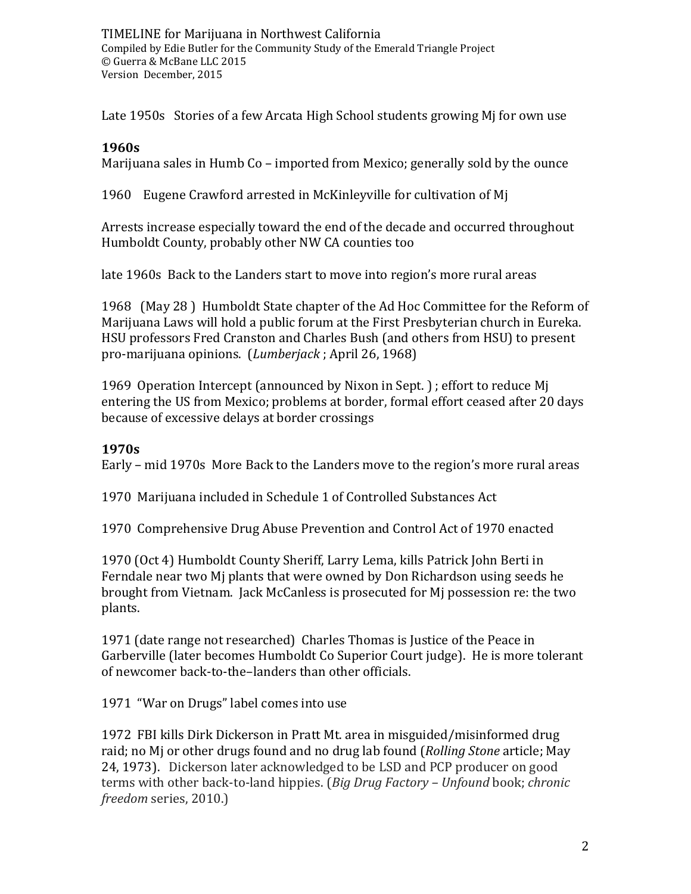TIMELINE for Marijuana in Northwest California
Compiled by Edie Butler for the Community Study of the Emerald Triangle Project
© Guerra & McBane LLC 2015
Version December, 2015

Late 1950s Stories of a few Arcata High School students growing Mj for own use

**1960s**
Marijuana sales in Humb Co – imported from Mexico; generally sold by the ounce

1960 Eugene Crawford arrested in McKinleyville for cultivation of Mj

Arrests increase especially toward the end of the decade and occurred throughout Humboldt County, probably other NW CA counties too

late 1960s Back to the Landers start to move into region's more rural areas

1968 (May 28 ) Humboldt State chapter of the Ad Hoc Committee for the Reform of Marijuana Laws will hold a public forum at the First Presbyterian church in Eureka. HSU professors Fred Cranston and Charles Bush (and others from HSU) to present pro-marijuana opinions. (*Lumberjack* ; April 26, 1968)

1969 Operation Intercept (announced by Nixon in Sept. ) ; effort to reduce Mj entering the US from Mexico; problems at border, formal effort ceased after 20 days because of excessive delays at border crossings

**1970s**
Early – mid 1970s More Back to the Landers move to the region's more rural areas

1970 Marijuana included in Schedule 1 of Controlled Substances Act

1970 Comprehensive Drug Abuse Prevention and Control Act of 1970 enacted

1970 (Oct 4) Humboldt County Sheriff, Larry Lema, kills Patrick John Berti in Ferndale near two Mj plants that were owned by Don Richardson using seeds he brought from Vietnam. Jack McCanless is prosecuted for Mj possession re: the two plants.

1971 (date range not researched) Charles Thomas is Justice of the Peace in Garberville (later becomes Humboldt Co Superior Court judge). He is more tolerant of newcomer back-to-the–landers than other officials.

1971 "War on Drugs" label comes into use

1972 FBI kills Dirk Dickerson in Pratt Mt. area in misguided/misinformed drug raid; no Mj or other drugs found and no drug lab found (*Rolling Stone* article; May 24, 1973). Dickerson later acknowledged to be LSD and PCP producer on good terms with other back-to-land hippies. (*Big Drug Factory – Unfound* book; *chronic freedom* series, 2010.)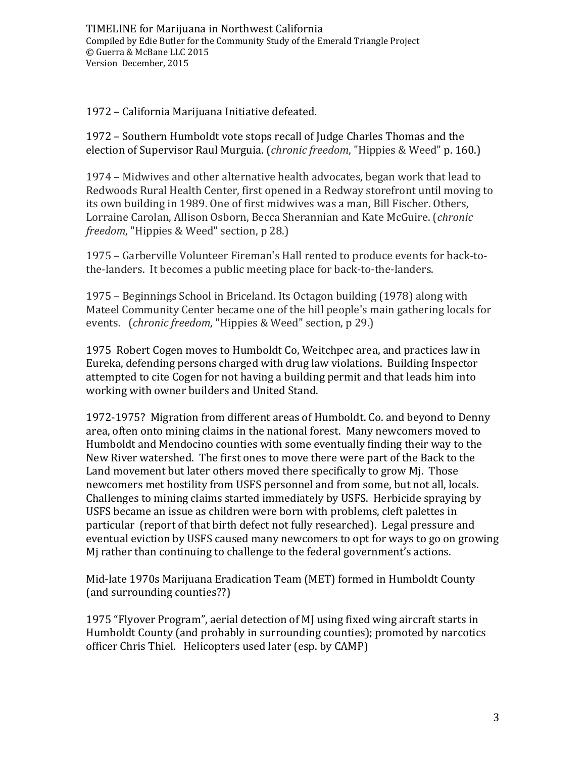1972 – California Marijuana Initiative defeated.

1972 – Southern Humboldt vote stops recall of Judge Charles Thomas and the election of Supervisor Raul Murguia. (*chronic freedom*, "Hippies & Weed" p. 160.)

1974 – Midwives and other alternative health advocates, began work that lead to Redwoods Rural Health Center, first opened in a Redway storefront until moving to its own building in 1989. One of first midwives was a man, Bill Fischer. Others, Lorraine Carolan, Allison Osborn, Becca Sherannian and Kate McGuire. (*chronic freedom*, "Hippies & Weed" section, p 28.)

1975 – Garberville Volunteer Fireman's Hall rented to produce events for back-to-the-landers. It becomes a public meeting place for back-to-the-landers.

1975 – Beginnings School in Briceland. Its Octagon building (1978) along with Mateel Community Center became one of the hill people's main gathering locals for events. (*chronic freedom*, "Hippies & Weed" section, p 29.)

1975 Robert Cogen moves to Humboldt Co, Weitchpec area, and practices law in Eureka, defending persons charged with drug law violations. Building Inspector attempted to cite Cogen for not having a building permit and that leads him into working with owner builders and United Stand.

1972-1975? Migration from different areas of Humboldt. Co. and beyond to Denny area, often onto mining claims in the national forest. Many newcomers moved to Humboldt and Mendocino counties with some eventually finding their way to the New River watershed. The first ones to move there were part of the Back to the Land movement but later others moved there specifically to grow Mj. Those newcomers met hostility from USFS personnel and from some, but not all, locals. Challenges to mining claims started immediately by USFS. Herbicide spraying by USFS became an issue as children were born with problems, cleft palettes in particular (report of that birth defect not fully researched). Legal pressure and eventual eviction by USFS caused many newcomers to opt for ways to go on growing Mj rather than continuing to challenge to the federal government's actions.

Mid-late 1970s Marijuana Eradication Team (MET) formed in Humboldt County (and surrounding counties??)

1975 "Flyover Program", aerial detection of MJ using fixed wing aircraft starts in Humboldt County (and probably in surrounding counties); promoted by narcotics officer Chris Thiel. Helicopters used later (esp. by CAMP)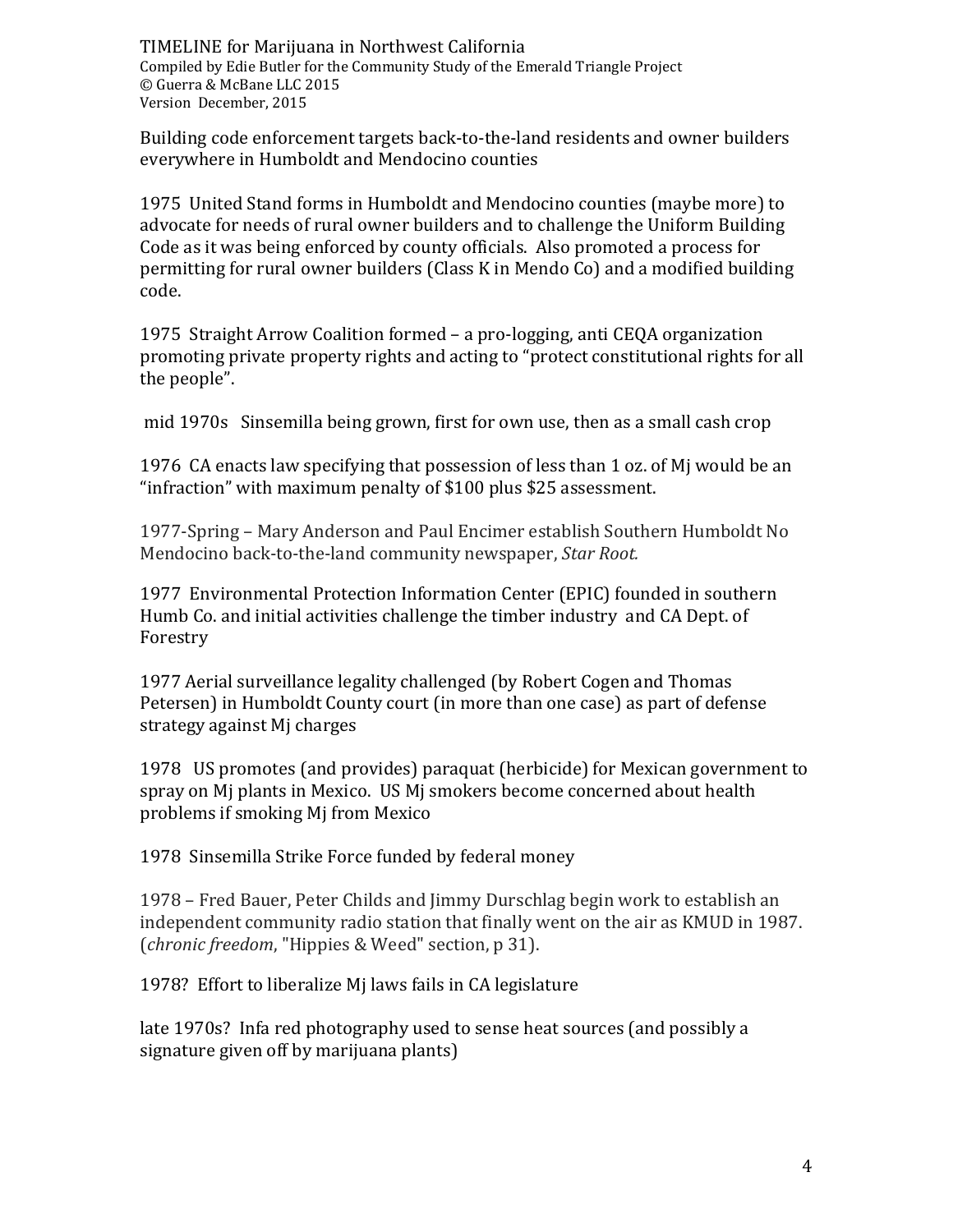Building code enforcement targets back-to-the-land residents and owner builders everywhere in Humboldt and Mendocino counties

1975 United Stand forms in Humboldt and Mendocino counties (maybe more) to advocate for needs of rural owner builders and to challenge the Uniform Building Code as it was being enforced by county officials. Also promoted a process for permitting for rural owner builders (Class K in Mendo Co) and a modified building code.

1975 Straight Arrow Coalition formed – a pro-logging, anti CEQA organization promoting private property rights and acting to "protect constitutional rights for all the people".

mid 1970s Sinsemilla being grown, first for own use, then as a small cash crop

1976 CA enacts law specifying that possession of less than 1 oz. of Mj would be an "infraction" with maximum penalty of $100 plus $25 assessment.

1977-Spring – Mary Anderson and Paul Encimer establish Southern Humboldt No Mendocino back-to-the-land community newspaper, *Star Root.*

1977 Environmental Protection Information Center (EPIC) founded in southern Humb Co. and initial activities challenge the timber industry and CA Dept. of Forestry

1977 Aerial surveillance legality challenged (by Robert Cogen and Thomas Petersen) in Humboldt County court (in more than one case) as part of defense strategy against Mj charges

1978 US promotes (and provides) paraquat (herbicide) for Mexican government to spray on Mj plants in Mexico. US Mj smokers become concerned about health problems if smoking Mj from Mexico

1978 Sinsemilla Strike Force funded by federal money

1978 – Fred Bauer, Peter Childs and Jimmy Durschlag begin work to establish an independent community radio station that finally went on the air as KMUD in 1987. (*chronic freedom*, "Hippies & Weed" section, p 31).

1978? Effort to liberalize Mj laws fails in CA legislature

late 1970s? Infa red photography used to sense heat sources (and possibly a signature given off by marijuana plants)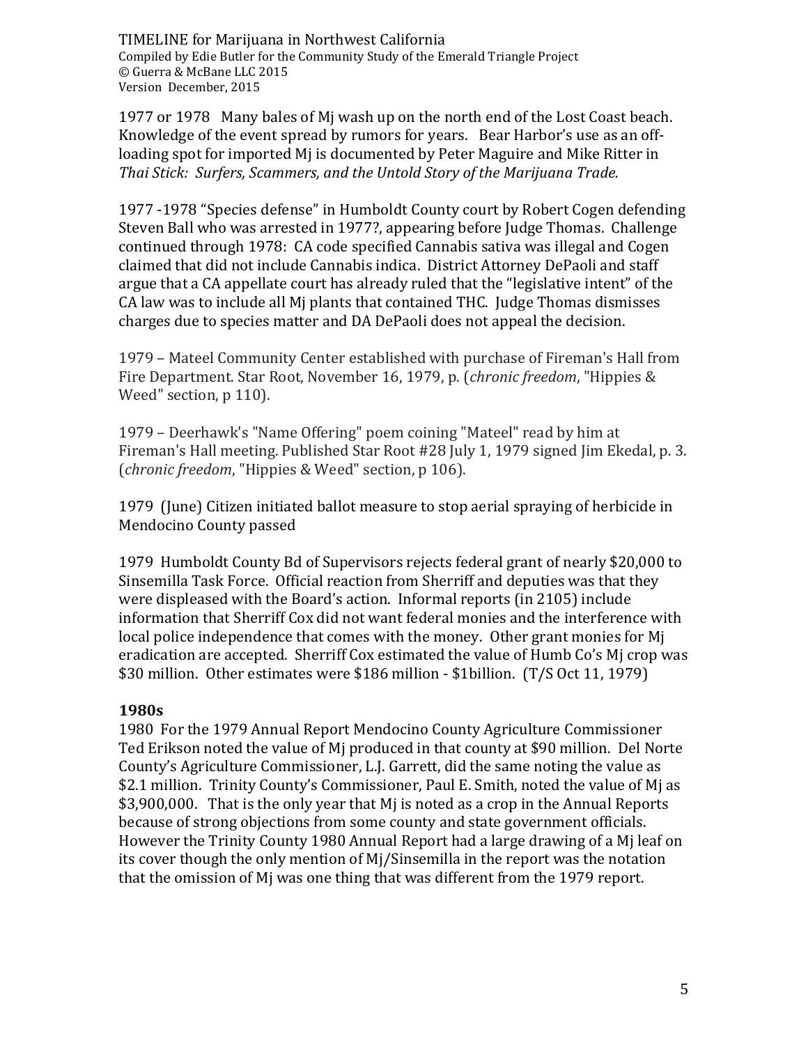1977 or 1978 Many bales of Mj wash up on the north end of the Lost Coast beach. Knowledge of the event spread by rumors for years. Bear Harbor's use as an off-loading spot for imported Mj is documented by Peter Maguire and Mike Ritter in *Thai Stick: Surfers, Scammers, and the Untold Story of the Marijuana Trade.*

1977 -1978 "Species defense" in Humboldt County court by Robert Cogen defending Steven Ball who was arrested in 1977?, appearing before Judge Thomas. Challenge continued through 1978: CA code specified Cannabis sativa was illegal and Cogen claimed that did not include Cannabis indica. District Attorney DePaoli and staff argue that a CA appellate court has already ruled that the "legislative intent" of the CA law was to include all Mj plants that contained THC. Judge Thomas dismisses charges due to species matter and DA DePaoli does not appeal the decision.

1979 – Mateel Community Center established with purchase of Fireman's Hall from Fire Department. Star Root, November 16, 1979, p. (*chronic freedom*, "Hippies & Weed" section, p 110).

1979 – Deerhawk's "Name Offering" poem coining "Mateel" read by him at Fireman's Hall meeting. Published Star Root #28 July 1, 1979 signed Jim Ekedal, p. 3. (*chronic freedom*, "Hippies & Weed" section, p 106).

1979 (June) Citizen initiated ballot measure to stop aerial spraying of herbicide in Mendocino County passed

1979 Humboldt County Bd of Supervisors rejects federal grant of nearly $20,000 to Sinsemilla Task Force. Official reaction from Sherriff and deputies was that they were displeased with the Board's action. Informal reports (in 2105) include information that Sherriff Cox did not want federal monies and the interference with local police independence that comes with the money. Other grant monies for Mj eradication are accepted. Sherriff Cox estimated the value of Humb Co's Mj crop was $30 million. Other estimates were $186 million - $1billion. (T/S Oct 11, 1979)

## 1980s

1980 For the 1979 Annual Report Mendocino County Agriculture Commissioner Ted Erikson noted the value of Mj produced in that county at $90 million. Del Norte County's Agriculture Commissioner, L.J. Garrett, did the same noting the value as $2.1 million. Trinity County's Commissioner, Paul E. Smith, noted the value of Mj as $3,900,000. That is the only year that Mj is noted as a crop in the Annual Reports because of strong objections from some county and state government officials. However the Trinity County 1980 Annual Report had a large drawing of a Mj leaf on its cover though the only mention of Mj/Sinsemilla in the report was the notation that the omission of Mj was one thing that was different from the 1979 report.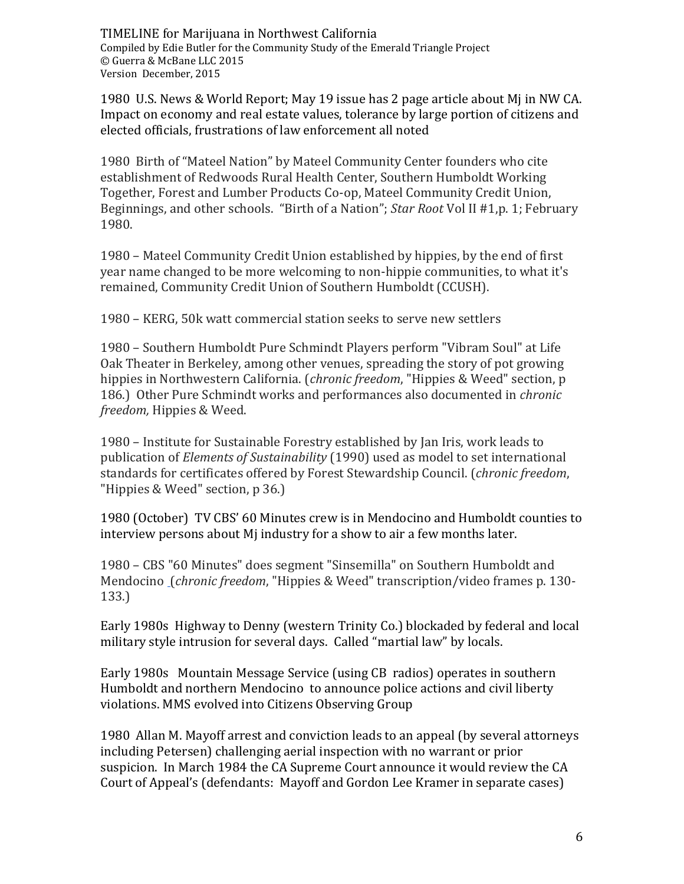TIMELINE for Marijuana in Northwest California
Compiled by Edie Butler for the Community Study of the Emerald Triangle Project
© Guerra & McBane LLC 2015
Version December, 2015

1980 U.S. News & World Report; May 19 issue has 2 page article about Mj in NW CA. Impact on economy and real estate values, tolerance by large portion of citizens and elected officials, frustrations of law enforcement all noted

1980 Birth of "Mateel Nation" by Mateel Community Center founders who cite establishment of Redwoods Rural Health Center, Southern Humboldt Working Together, Forest and Lumber Products Co-op, Mateel Community Credit Union, Beginnings, and other schools. "Birth of a Nation"; *Star Root* Vol II #1,p. 1; February 1980.

1980 – Mateel Community Credit Union established by hippies, by the end of first year name changed to be more welcoming to non-hippie communities, to what it's remained, Community Credit Union of Southern Humboldt (CCUSH).

1980 – KERG, 50k watt commercial station seeks to serve new settlers

1980 – Southern Humboldt Pure Schmindt Players perform "Vibram Soul" at Life Oak Theater in Berkeley, among other venues, spreading the story of pot growing hippies in Northwestern California. (*chronic freedom*, "Hippies & Weed" section, p 186.) Other Pure Schmindt works and performances also documented in *chronic freedom,* Hippies & Weed.

1980 – Institute for Sustainable Forestry established by Jan Iris, work leads to publication of *Elements of Sustainability* (1990) used as model to set international standards for certificates offered by Forest Stewardship Council. (*chronic freedom*, "Hippies & Weed" section, p 36.)

1980 (October) TV CBS' 60 Minutes crew is in Mendocino and Humboldt counties to interview persons about Mj industry for a show to air a few months later.

1980 – CBS "60 Minutes" does segment "Sinsemilla" on Southern Humboldt and Mendocino (*chronic freedom*, "Hippies & Weed" transcription/video frames p. 130-133.)

Early 1980s Highway to Denny (western Trinity Co.) blockaded by federal and local military style intrusion for several days. Called "martial law" by locals.

Early 1980s Mountain Message Service (using CB radios) operates in southern Humboldt and northern Mendocino to announce police actions and civil liberty violations. MMS evolved into Citizens Observing Group

1980 Allan M. Mayoff arrest and conviction leads to an appeal (by several attorneys including Petersen) challenging aerial inspection with no warrant or prior suspicion. In March 1984 the CA Supreme Court announce it would review the CA Court of Appeal's (defendants: Mayoff and Gordon Lee Kramer in separate cases)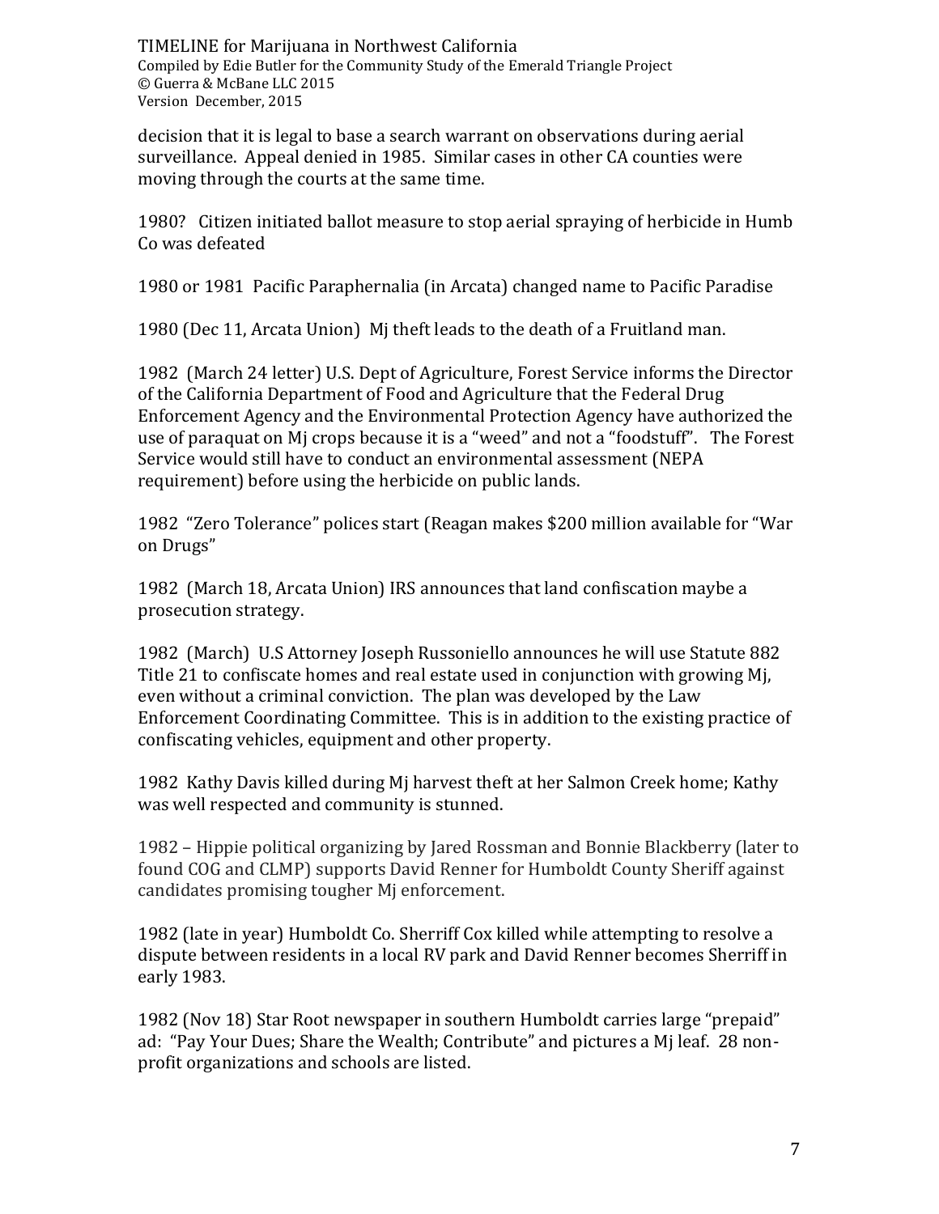decision that it is legal to base a search warrant on observations during aerial surveillance. Appeal denied in 1985. Similar cases in other CA counties were moving through the courts at the same time.

1980? Citizen initiated ballot measure to stop aerial spraying of herbicide in Humb Co was defeated

1980 or 1981 Pacific Paraphernalia (in Arcata) changed name to Pacific Paradise

1980 (Dec 11, Arcata Union) Mj theft leads to the death of a Fruitland man.

1982 (March 24 letter) U.S. Dept of Agriculture, Forest Service informs the Director of the California Department of Food and Agriculture that the Federal Drug Enforcement Agency and the Environmental Protection Agency have authorized the use of paraquat on Mj crops because it is a "weed" and not a "foodstuff". The Forest Service would still have to conduct an environmental assessment (NEPA requirement) before using the herbicide on public lands.

1982 "Zero Tolerance" polices start (Reagan makes $200 million available for "War on Drugs"

1982 (March 18, Arcata Union) IRS announces that land confiscation maybe a prosecution strategy.

1982 (March) U.S Attorney Joseph Russoniello announces he will use Statute 882 Title 21 to confiscate homes and real estate used in conjunction with growing Mj, even without a criminal conviction. The plan was developed by the Law Enforcement Coordinating Committee. This is in addition to the existing practice of confiscating vehicles, equipment and other property.

1982 Kathy Davis killed during Mj harvest theft at her Salmon Creek home; Kathy was well respected and community is stunned.

1982 – Hippie political organizing by Jared Rossman and Bonnie Blackberry (later to found COG and CLMP) supports David Renner for Humboldt County Sheriff against candidates promising tougher Mj enforcement.

1982 (late in year) Humboldt Co. Sherriff Cox killed while attempting to resolve a dispute between residents in a local RV park and David Renner becomes Sherriff in early 1983.

1982 (Nov 18) Star Root newspaper in southern Humboldt carries large "prepaid" ad: "Pay Your Dues; Share the Wealth; Contribute" and pictures a Mj leaf. 28 non-profit organizations and schools are listed.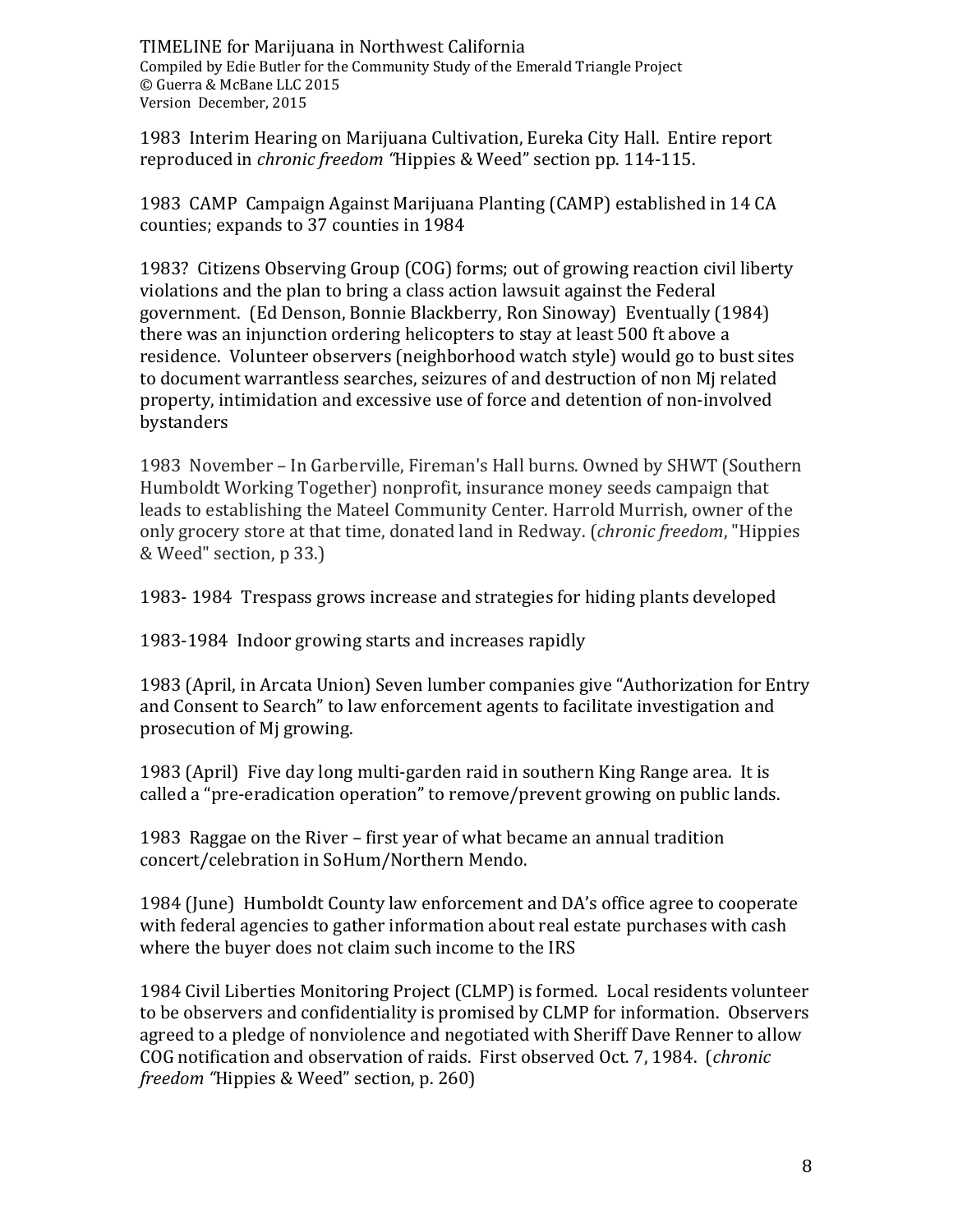1983 Interim Hearing on Marijuana Cultivation, Eureka City Hall. Entire report reproduced in *chronic freedom "*Hippies & Weed" section pp. 114-115.

1983 CAMP Campaign Against Marijuana Planting (CAMP) established in 14 CA counties; expands to 37 counties in 1984

1983? Citizens Observing Group (COG) forms; out of growing reaction civil liberty violations and the plan to bring a class action lawsuit against the Federal government. (Ed Denson, Bonnie Blackberry, Ron Sinoway) Eventually (1984) there was an injunction ordering helicopters to stay at least 500 ft above a residence. Volunteer observers (neighborhood watch style) would go to bust sites to document warrantless searches, seizures of and destruction of non Mj related property, intimidation and excessive use of force and detention of non-involved bystanders

1983 November – In Garberville, Fireman's Hall burns. Owned by SHWT (Southern Humboldt Working Together) nonprofit, insurance money seeds campaign that leads to establishing the Mateel Community Center. Harrold Murrish, owner of the only grocery store at that time, donated land in Redway. (*chronic freedom*, "Hippies & Weed" section, p 33.)

1983- 1984 Trespass grows increase and strategies for hiding plants developed

1983-1984 Indoor growing starts and increases rapidly

1983 (April, in Arcata Union) Seven lumber companies give "Authorization for Entry and Consent to Search" to law enforcement agents to facilitate investigation and prosecution of Mj growing.

1983 (April) Five day long multi-garden raid in southern King Range area. It is called a "pre-eradication operation" to remove/prevent growing on public lands.

1983 Raggae on the River – first year of what became an annual tradition concert/celebration in SoHum/Northern Mendo.

1984 (June) Humboldt County law enforcement and DA's office agree to cooperate with federal agencies to gather information about real estate purchases with cash where the buyer does not claim such income to the IRS

1984 Civil Liberties Monitoring Project (CLMP) is formed. Local residents volunteer to be observers and confidentiality is promised by CLMP for information. Observers agreed to a pledge of nonviolence and negotiated with Sheriff Dave Renner to allow COG notification and observation of raids. First observed Oct. 7, 1984. (*chronic freedom "*Hippies & Weed" section, p. 260)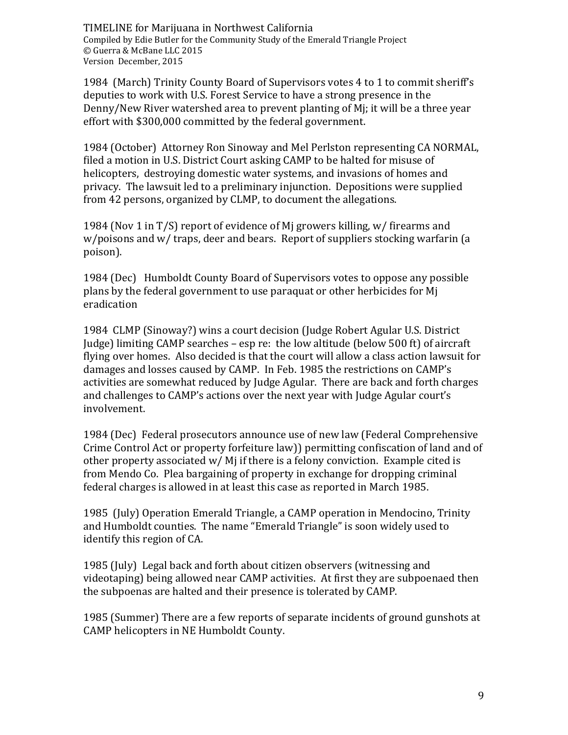1984 (March) Trinity County Board of Supervisors votes 4 to 1 to commit sheriff's deputies to work with U.S. Forest Service to have a strong presence in the Denny/New River watershed area to prevent planting of Mj; it will be a three year effort with $300,000 committed by the federal government.

1984 (October) Attorney Ron Sinoway and Mel Perlston representing CA NORMAL, filed a motion in U.S. District Court asking CAMP to be halted for misuse of helicopters, destroying domestic water systems, and invasions of homes and privacy. The lawsuit led to a preliminary injunction. Depositions were supplied from 42 persons, organized by CLMP, to document the allegations.

1984 (Nov 1 in T/S) report of evidence of Mj growers killing, w/ firearms and w/poisons and w/ traps, deer and bears. Report of suppliers stocking warfarin (a poison).

1984 (Dec) Humboldt County Board of Supervisors votes to oppose any possible plans by the federal government to use paraquat or other herbicides for Mj eradication

1984 CLMP (Sinoway?) wins a court decision (Judge Robert Agular U.S. District Judge) limiting CAMP searches – esp re: the low altitude (below 500 ft) of aircraft flying over homes. Also decided is that the court will allow a class action lawsuit for damages and losses caused by CAMP. In Feb. 1985 the restrictions on CAMP's activities are somewhat reduced by Judge Agular. There are back and forth charges and challenges to CAMP's actions over the next year with Judge Agular court's involvement.

1984 (Dec) Federal prosecutors announce use of new law (Federal Comprehensive Crime Control Act or property forfeiture law)) permitting confiscation of land and of other property associated w/ Mj if there is a felony conviction. Example cited is from Mendo Co. Plea bargaining of property in exchange for dropping criminal federal charges is allowed in at least this case as reported in March 1985.

1985 (July) Operation Emerald Triangle, a CAMP operation in Mendocino, Trinity and Humboldt counties. The name "Emerald Triangle" is soon widely used to identify this region of CA.

1985 (July) Legal back and forth about citizen observers (witnessing and videotaping) being allowed near CAMP activities. At first they are subpoenaed then the subpoenas are halted and their presence is tolerated by CAMP.

1985 (Summer) There are a few reports of separate incidents of ground gunshots at CAMP helicopters in NE Humboldt County.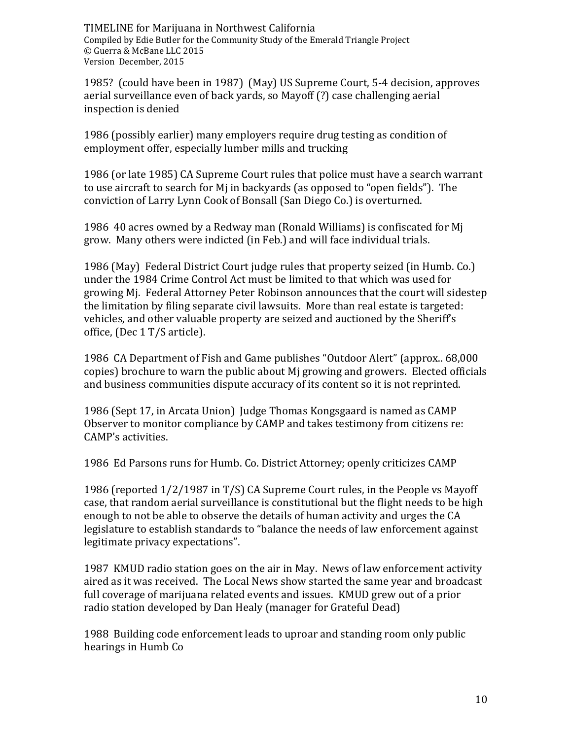1985? (could have been in 1987) (May) US Supreme Court, 5-4 decision, approves aerial surveillance even of back yards, so Mayoff (?) case challenging aerial inspection is denied

1986 (possibly earlier) many employers require drug testing as condition of employment offer, especially lumber mills and trucking

1986 (or late 1985) CA Supreme Court rules that police must have a search warrant to use aircraft to search for Mj in backyards (as opposed to "open fields"). The conviction of Larry Lynn Cook of Bonsall (San Diego Co.) is overturned.

1986 40 acres owned by a Redway man (Ronald Williams) is confiscated for Mj grow. Many others were indicted (in Feb.) and will face individual trials.

1986 (May) Federal District Court judge rules that property seized (in Humb. Co.) under the 1984 Crime Control Act must be limited to that which was used for growing Mj. Federal Attorney Peter Robinson announces that the court will sidestep the limitation by filing separate civil lawsuits. More than real estate is targeted: vehicles, and other valuable property are seized and auctioned by the Sheriff's office, (Dec 1 T/S article).

1986 CA Department of Fish and Game publishes "Outdoor Alert" (approx.. 68,000 copies) brochure to warn the public about Mj growing and growers. Elected officials and business communities dispute accuracy of its content so it is not reprinted.

1986 (Sept 17, in Arcata Union) Judge Thomas Kongsgaard is named as CAMP Observer to monitor compliance by CAMP and takes testimony from citizens re: CAMP's activities.

1986 Ed Parsons runs for Humb. Co. District Attorney; openly criticizes CAMP

1986 (reported 1/2/1987 in T/S) CA Supreme Court rules, in the People vs Mayoff case, that random aerial surveillance is constitutional but the flight needs to be high enough to not be able to observe the details of human activity and urges the CA legislature to establish standards to "balance the needs of law enforcement against legitimate privacy expectations".

1987 KMUD radio station goes on the air in May. News of law enforcement activity aired as it was received. The Local News show started the same year and broadcast full coverage of marijuana related events and issues. KMUD grew out of a prior radio station developed by Dan Healy (manager for Grateful Dead)

1988 Building code enforcement leads to uproar and standing room only public hearings in Humb Co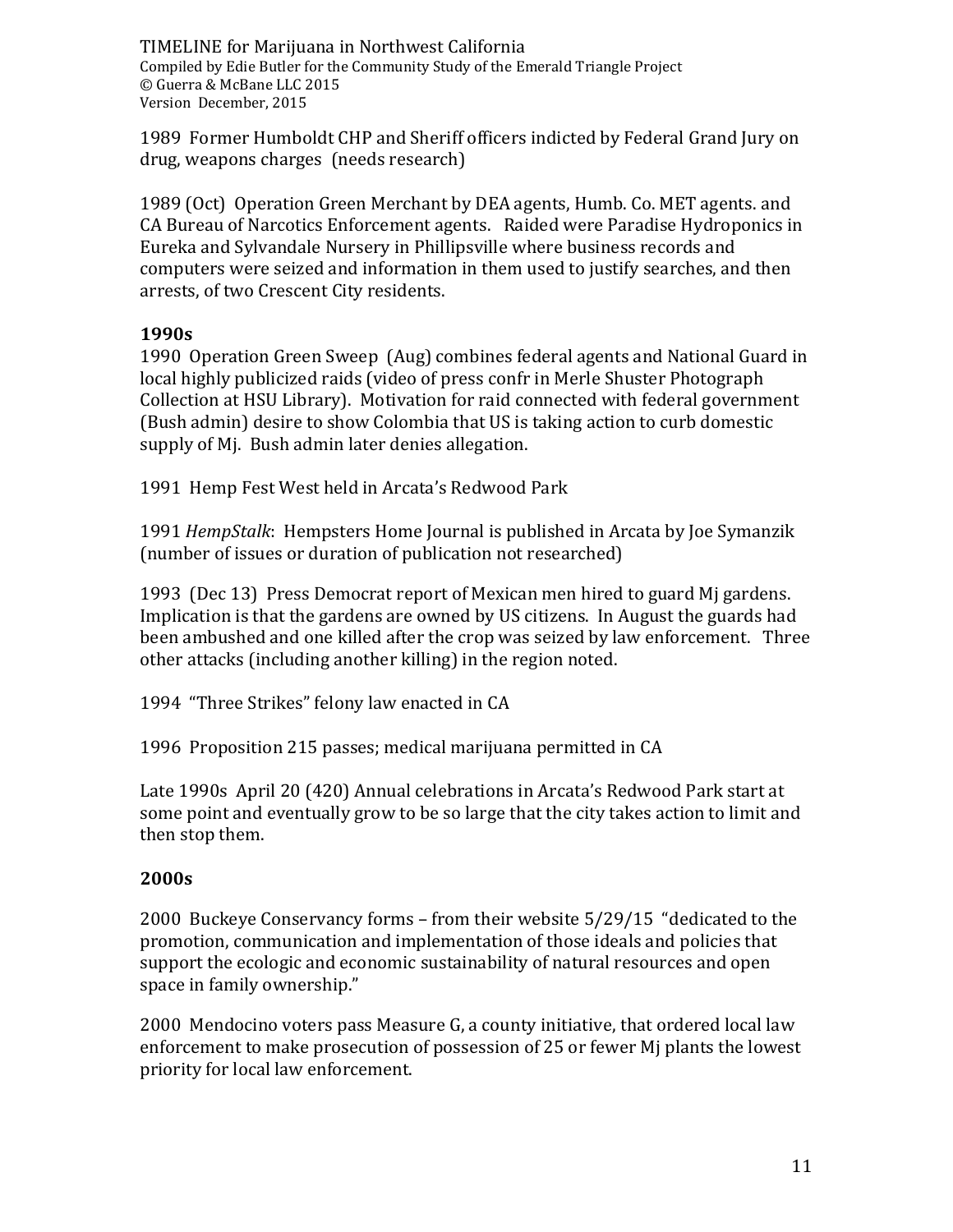1989 Former Humboldt CHP and Sheriff officers indicted by Federal Grand Jury on drug, weapons charges (needs research)

1989 (Oct) Operation Green Merchant by DEA agents, Humb. Co. MET agents. and CA Bureau of Narcotics Enforcement agents. Raided were Paradise Hydroponics in Eureka and Sylvandale Nursery in Phillipsville where business records and computers were seized and information in them used to justify searches, and then arrests, of two Crescent City residents.

**1990s**

1990 Operation Green Sweep (Aug) combines federal agents and National Guard in local highly publicized raids (video of press confr in Merle Shuster Photograph Collection at HSU Library). Motivation for raid connected with federal government (Bush admin) desire to show Colombia that US is taking action to curb domestic supply of Mj. Bush admin later denies allegation.

1991 Hemp Fest West held in Arcata's Redwood Park

1991 *HempStalk*: Hempsters Home Journal is published in Arcata by Joe Symanzik (number of issues or duration of publication not researched)

1993 (Dec 13) Press Democrat report of Mexican men hired to guard Mj gardens. Implication is that the gardens are owned by US citizens. In August the guards had been ambushed and one killed after the crop was seized by law enforcement. Three other attacks (including another killing) in the region noted.

1994 "Three Strikes" felony law enacted in CA

1996 Proposition 215 passes; medical marijuana permitted in CA

Late 1990s April 20 (420) Annual celebrations in Arcata's Redwood Park start at some point and eventually grow to be so large that the city takes action to limit and then stop them.

**2000s**

2000 Buckeye Conservancy forms – from their website 5/29/15 "dedicated to the promotion, communication and implementation of those ideals and policies that support the ecologic and economic sustainability of natural resources and open space in family ownership."

2000 Mendocino voters pass Measure G, a county initiative, that ordered local law enforcement to make prosecution of possession of 25 or fewer Mj plants the lowest priority for local law enforcement.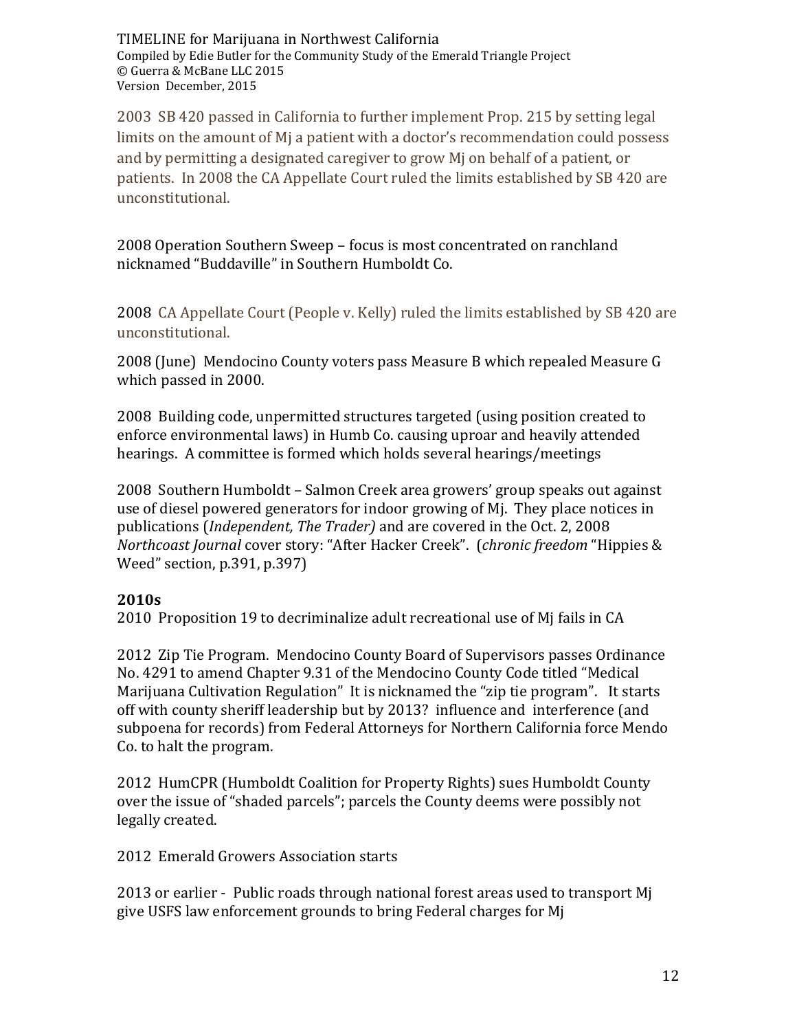2003 SB 420 passed in California to further implement Prop. 215 by setting legal limits on the amount of Mj a patient with a doctor's recommendation could possess and by permitting a designated caregiver to grow Mj on behalf of a patient, or patients. In 2008 the CA Appellate Court ruled the limits established by SB 420 are unconstitutional.

2008 Operation Southern Sweep – focus is most concentrated on ranchland nicknamed "Buddaville" in Southern Humboldt Co.

2008 CA Appellate Court (People v. Kelly) ruled the limits established by SB 420 are unconstitutional.

2008 (June) Mendocino County voters pass Measure B which repealed Measure G which passed in 2000.

2008 Building code, unpermitted structures targeted (using position created to enforce environmental laws) in Humb Co. causing uproar and heavily attended hearings. A committee is formed which holds several hearings/meetings

2008 Southern Humboldt – Salmon Creek area growers' group speaks out against use of diesel powered generators for indoor growing of Mj. They place notices in publications (*Independent, The Trader)* and are covered in the Oct. 2, 2008 *Northcoast Journal* cover story: "After Hacker Creek". (*chronic freedom* "Hippies & Weed" section, p.391, p.397)

**2010s**

2010 Proposition 19 to decriminalize adult recreational use of Mj fails in CA

2012 Zip Tie Program. Mendocino County Board of Supervisors passes Ordinance No. 4291 to amend Chapter 9.31 of the Mendocino County Code titled "Medical Marijuana Cultivation Regulation" It is nicknamed the "zip tie program". It starts off with county sheriff leadership but by 2013? influence and interference (and subpoena for records) from Federal Attorneys for Northern California force Mendo Co. to halt the program.

2012 HumCPR (Humboldt Coalition for Property Rights) sues Humboldt County over the issue of "shaded parcels"; parcels the County deems were possibly not legally created.

2012 Emerald Growers Association starts

2013 or earlier - Public roads through national forest areas used to transport Mj give USFS law enforcement grounds to bring Federal charges for Mj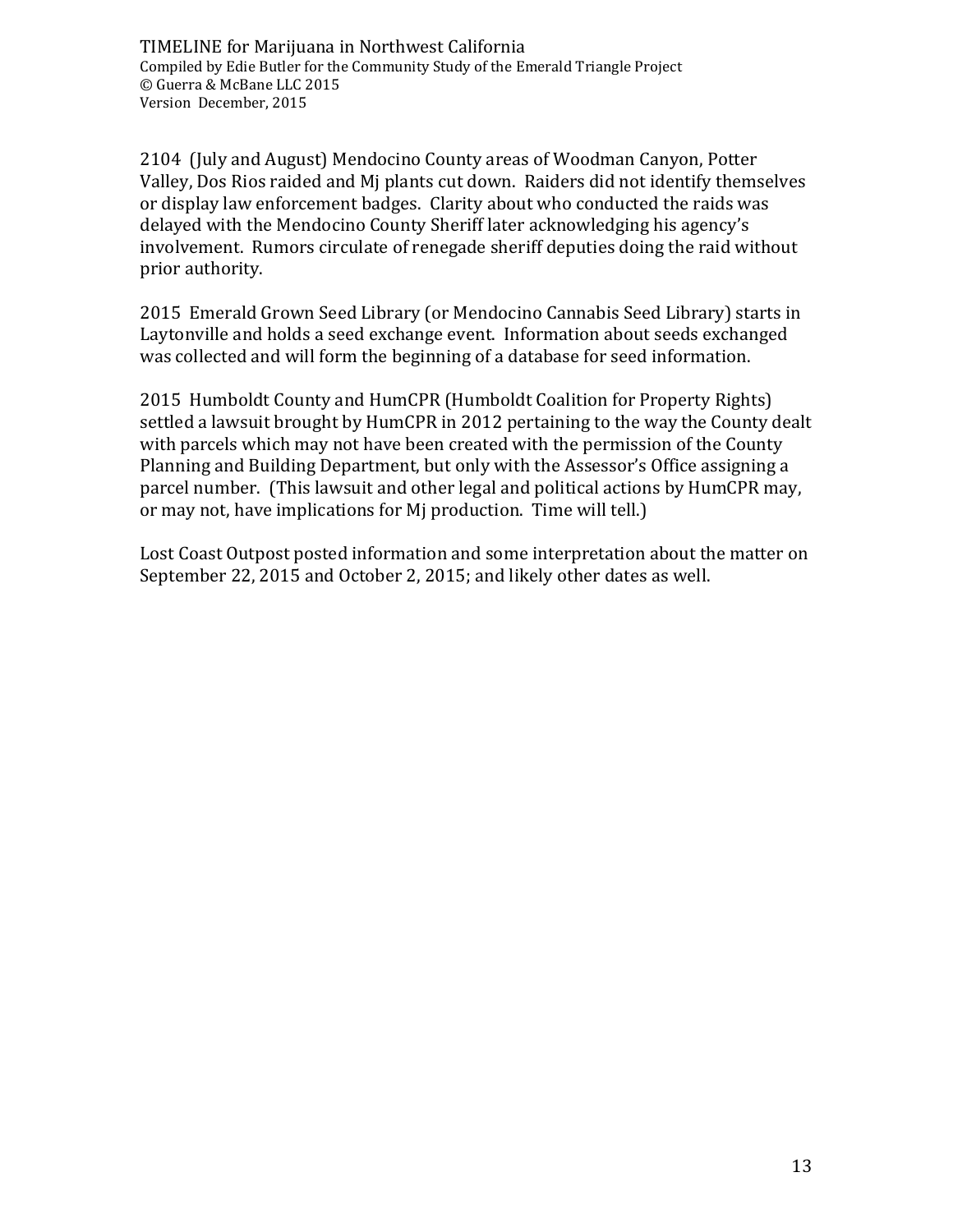2104 (July and August) Mendocino County areas of Woodman Canyon, Potter Valley, Dos Rios raided and Mj plants cut down. Raiders did not identify themselves or display law enforcement badges. Clarity about who conducted the raids was delayed with the Mendocino County Sheriff later acknowledging his agency's involvement. Rumors circulate of renegade sheriff deputies doing the raid without prior authority.

2015 Emerald Grown Seed Library (or Mendocino Cannabis Seed Library) starts in Laytonville and holds a seed exchange event. Information about seeds exchanged was collected and will form the beginning of a database for seed information.

2015 Humboldt County and HumCPR (Humboldt Coalition for Property Rights) settled a lawsuit brought by HumCPR in 2012 pertaining to the way the County dealt with parcels which may not have been created with the permission of the County Planning and Building Department, but only with the Assessor's Office assigning a parcel number. (This lawsuit and other legal and political actions by HumCPR may, or may not, have implications for Mj production. Time will tell.)

Lost Coast Outpost posted information and some interpretation about the matter on September 22, 2015 and October 2, 2015; and likely other dates as well.